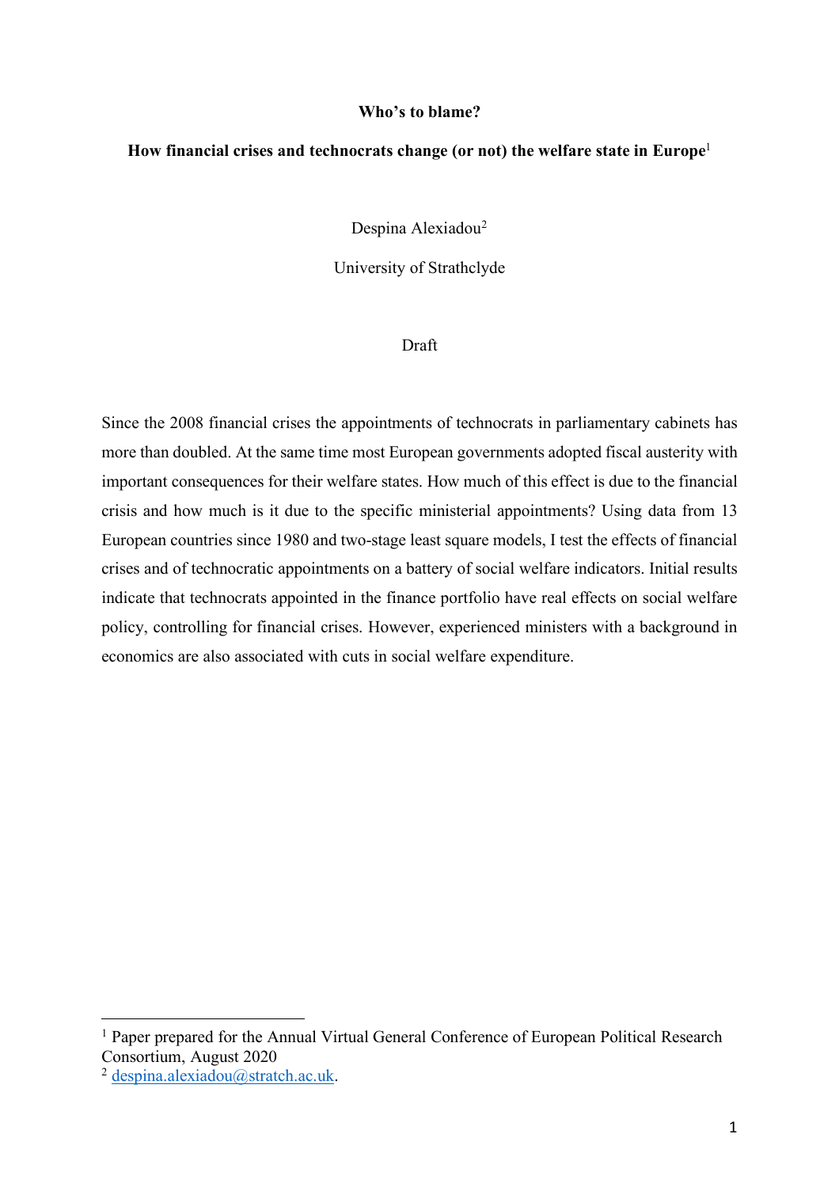**Who's to blame?**

**How financial crises and technocrats change (or not) the welfare state in Europe**[1]

Despina Alexiadou[2]

University of Strathclyde

Draft

Since the 2008 financial crises the appointments of technocrats in parliamentary cabinets has more than doubled. At the same time most European governments adopted fiscal austerity with important consequences for their welfare states. How much of this effect is due to the financial crisis and how much is it due to the specific ministerial appointments? Using data from 13 European countries since 1980 and two-stage least square models, I test the effects of financial crises and of technocratic appointments on a battery of social welfare indicators. Initial results indicate that technocrats appointed in the finance portfolio have real effects on social welfare policy, controlling for financial crises. However, experienced ministers with a background in economics are also associated with cuts in social welfare expenditure.

---

[1] Paper prepared for the Annual Virtual General Conference of European Political Research Consortium, August 2020

[2] despina.alexiadou@stratch.ac.uk.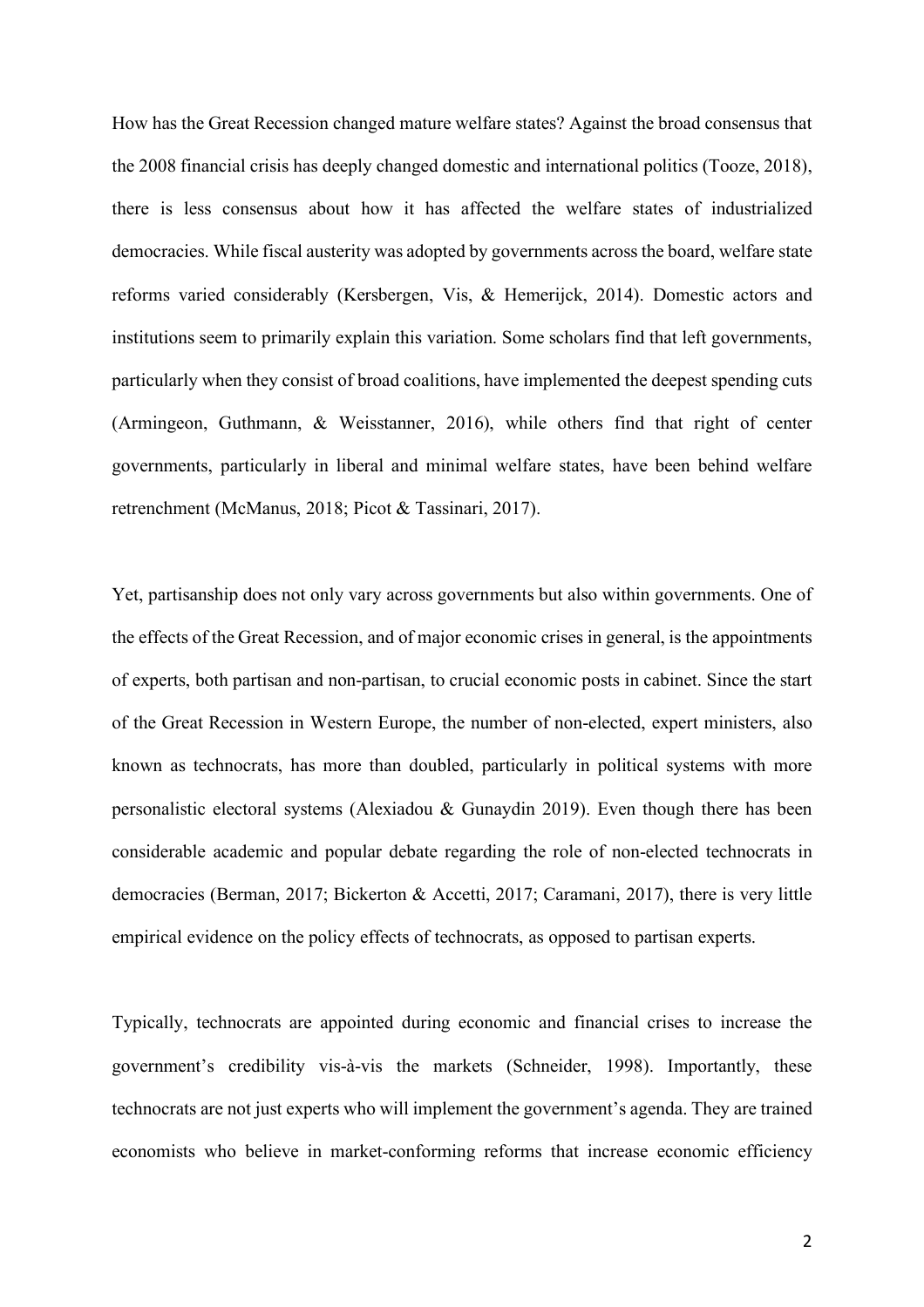How has the Great Recession changed mature welfare states? Against the broad consensus that the 2008 financial crisis has deeply changed domestic and international politics (Tooze, 2018), there is less consensus about how it has affected the welfare states of industrialized democracies. While fiscal austerity was adopted by governments across the board, welfare state reforms varied considerably (Kersbergen, Vis, & Hemerijck, 2014). Domestic actors and institutions seem to primarily explain this variation. Some scholars find that left governments, particularly when they consist of broad coalitions, have implemented the deepest spending cuts (Armingeon, Guthmann, & Weisstanner, 2016), while others find that right of center governments, particularly in liberal and minimal welfare states, have been behind welfare retrenchment (McManus, 2018; Picot & Tassinari, 2017).

Yet, partisanship does not only vary across governments but also within governments. One of the effects of the Great Recession, and of major economic crises in general, is the appointments of experts, both partisan and non-partisan, to crucial economic posts in cabinet. Since the start of the Great Recession in Western Europe, the number of non-elected, expert ministers, also known as technocrats, has more than doubled, particularly in political systems with more personalistic electoral systems (Alexiadou & Gunaydin 2019). Even though there has been considerable academic and popular debate regarding the role of non-elected technocrats in democracies (Berman, 2017; Bickerton & Accetti, 2017; Caramani, 2017), there is very little empirical evidence on the policy effects of technocrats, as opposed to partisan experts.

Typically, technocrats are appointed during economic and financial crises to increase the government's credibility vis-à-vis the markets (Schneider, 1998). Importantly, these technocrats are not just experts who will implement the government's agenda. They are trained economists who believe in market-conforming reforms that increase economic efficiency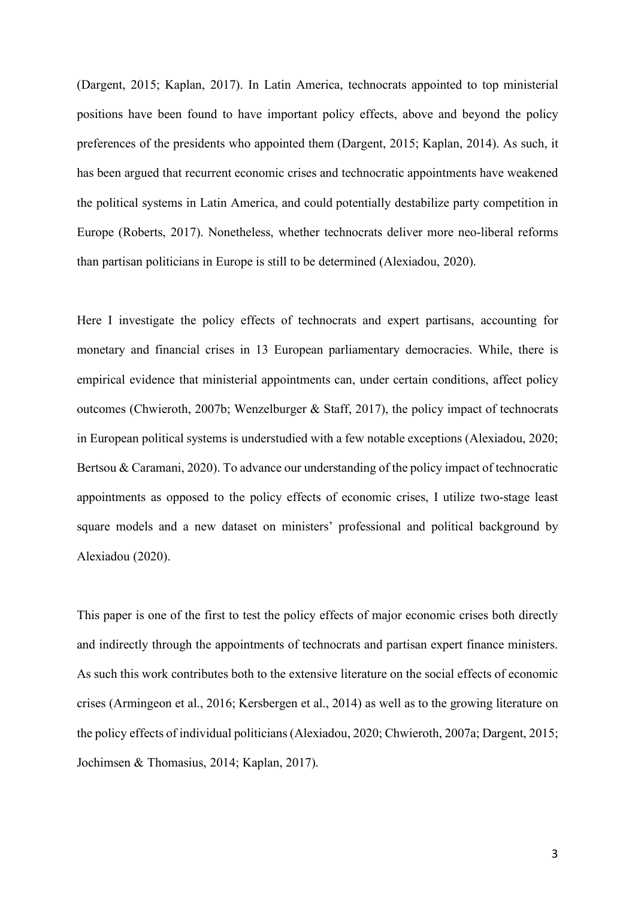(Dargent, 2015; Kaplan, 2017). In Latin America, technocrats appointed to top ministerial positions have been found to have important policy effects, above and beyond the policy preferences of the presidents who appointed them (Dargent, 2015; Kaplan, 2014). As such, it has been argued that recurrent economic crises and technocratic appointments have weakened the political systems in Latin America, and could potentially destabilize party competition in Europe (Roberts, 2017). Nonetheless, whether technocrats deliver more neo-liberal reforms than partisan politicians in Europe is still to be determined (Alexiadou, 2020).

Here I investigate the policy effects of technocrats and expert partisans, accounting for monetary and financial crises in 13 European parliamentary democracies. While, there is empirical evidence that ministerial appointments can, under certain conditions, affect policy outcomes (Chwieroth, 2007b; Wenzelburger & Staff, 2017), the policy impact of technocrats in European political systems is understudied with a few notable exceptions (Alexiadou, 2020; Bertsou & Caramani, 2020). To advance our understanding of the policy impact of technocratic appointments as opposed to the policy effects of economic crises, I utilize two-stage least square models and a new dataset on ministers' professional and political background by Alexiadou (2020).

This paper is one of the first to test the policy effects of major economic crises both directly and indirectly through the appointments of technocrats and partisan expert finance ministers. As such this work contributes both to the extensive literature on the social effects of economic crises (Armingeon et al., 2016; Kersbergen et al., 2014) as well as to the growing literature on the policy effects of individual politicians (Alexiadou, 2020; Chwieroth, 2007a; Dargent, 2015; Jochimsen & Thomasius, 2014; Kaplan, 2017).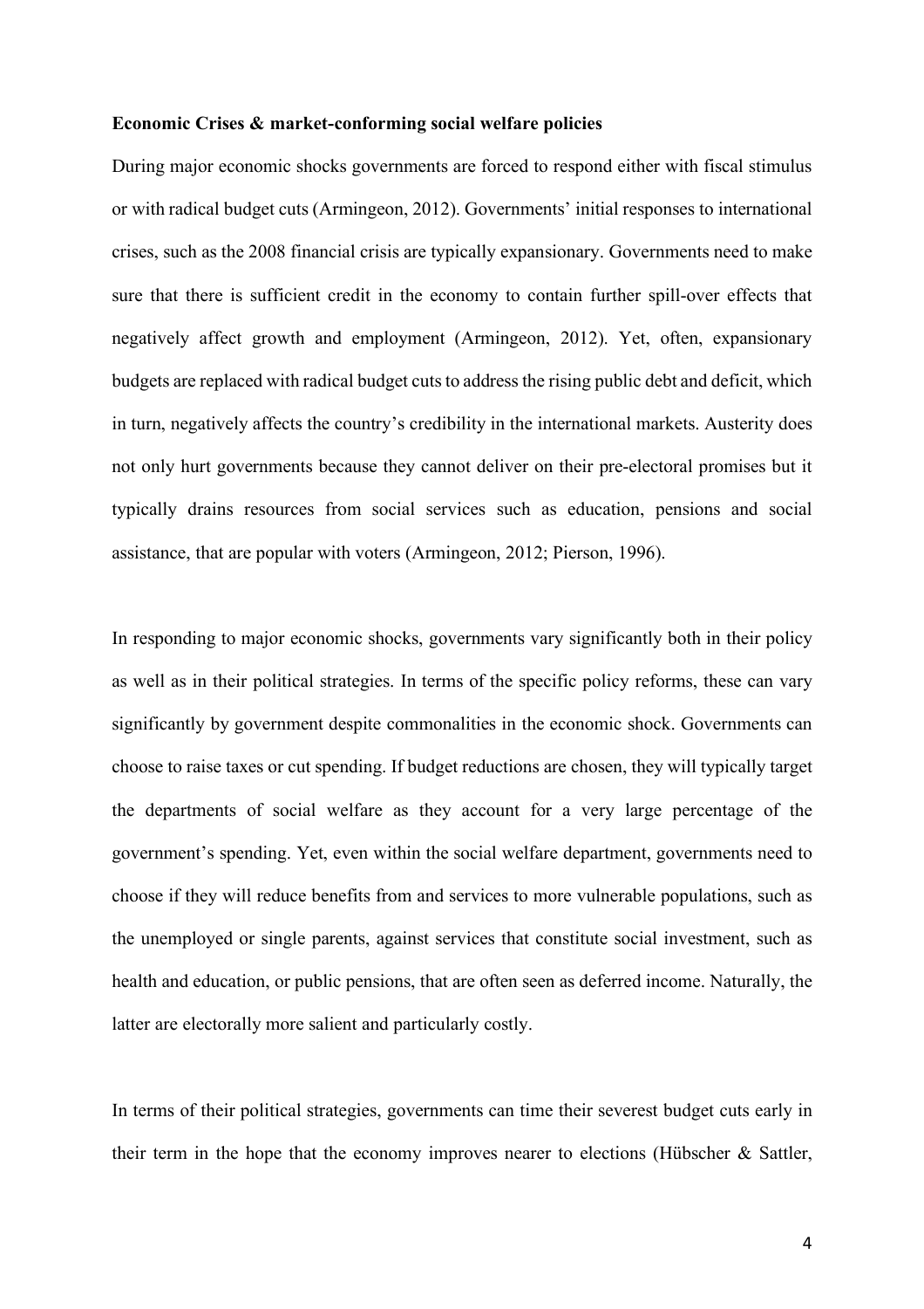**Economic Crises & market-conforming social welfare policies**

During major economic shocks governments are forced to respond either with fiscal stimulus or with radical budget cuts (Armingeon, 2012). Governments' initial responses to international crises, such as the 2008 financial crisis are typically expansionary. Governments need to make sure that there is sufficient credit in the economy to contain further spill-over effects that negatively affect growth and employment (Armingeon, 2012). Yet, often, expansionary budgets are replaced with radical budget cuts to address the rising public debt and deficit, which in turn, negatively affects the country's credibility in the international markets. Austerity does not only hurt governments because they cannot deliver on their pre-electoral promises but it typically drains resources from social services such as education, pensions and social assistance, that are popular with voters (Armingeon, 2012; Pierson, 1996).

In responding to major economic shocks, governments vary significantly both in their policy as well as in their political strategies. In terms of the specific policy reforms, these can vary significantly by government despite commonalities in the economic shock. Governments can choose to raise taxes or cut spending. If budget reductions are chosen, they will typically target the departments of social welfare as they account for a very large percentage of the government's spending. Yet, even within the social welfare department, governments need to choose if they will reduce benefits from and services to more vulnerable populations, such as the unemployed or single parents, against services that constitute social investment, such as health and education, or public pensions, that are often seen as deferred income. Naturally, the latter are electorally more salient and particularly costly.

In terms of their political strategies, governments can time their severest budget cuts early in their term in the hope that the economy improves nearer to elections (Hübscher & Sattler,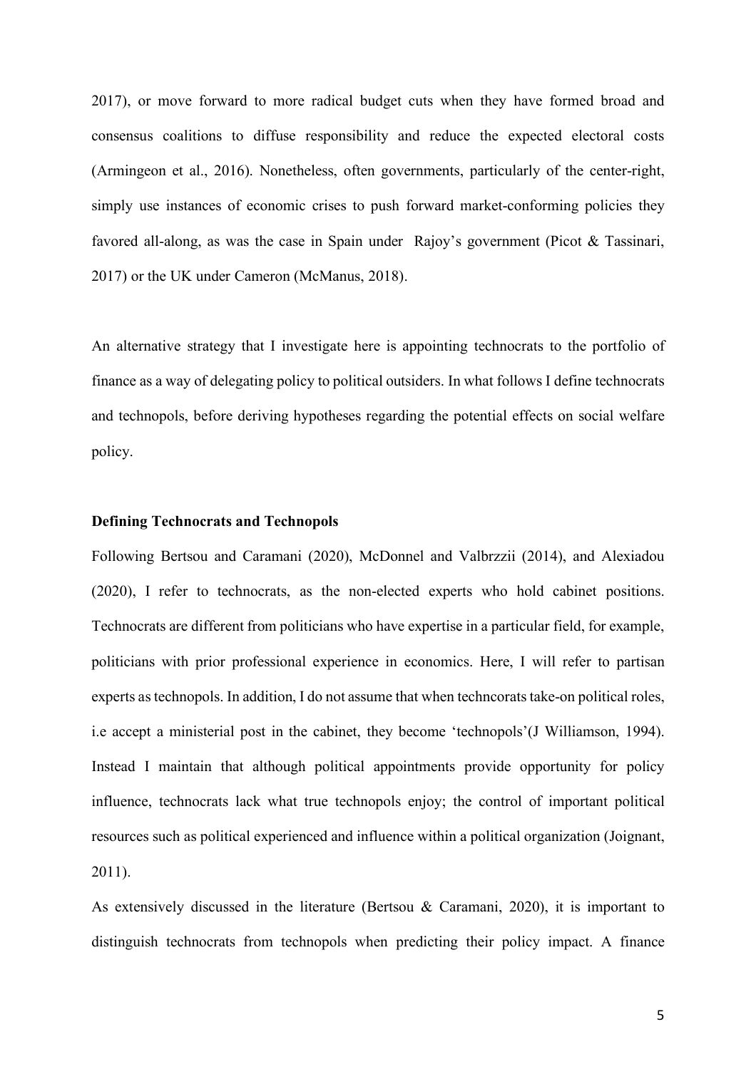2017), or move forward to more radical budget cuts when they have formed broad and consensus coalitions to diffuse responsibility and reduce the expected electoral costs (Armingeon et al., 2016). Nonetheless, often governments, particularly of the center-right, simply use instances of economic crises to push forward market-conforming policies they favored all-along, as was the case in Spain under Rajoy's government (Picot & Tassinari, 2017) or the UK under Cameron (McManus, 2018).

An alternative strategy that I investigate here is appointing technocrats to the portfolio of finance as a way of delegating policy to political outsiders. In what follows I define technocrats and technopols, before deriving hypotheses regarding the potential effects on social welfare policy.

**Defining Technocrats and Technopols**

Following Bertsou and Caramani (2020), McDonnel and Valbrzzii (2014), and Alexiadou (2020), I refer to technocrats, as the non-elected experts who hold cabinet positions. Technocrats are different from politicians who have expertise in a particular field, for example, politicians with prior professional experience in economics. Here, I will refer to partisan experts as technopols. In addition, I do not assume that when techncorats take-on political roles, i.e accept a ministerial post in the cabinet, they become 'technopols'(J Williamson, 1994). Instead I maintain that although political appointments provide opportunity for policy influence, technocrats lack what true technopols enjoy; the control of important political resources such as political experienced and influence within a political organization (Joignant, 2011).

As extensively discussed in the literature (Bertsou & Caramani, 2020), it is important to distinguish technocrats from technopols when predicting their policy impact. A finance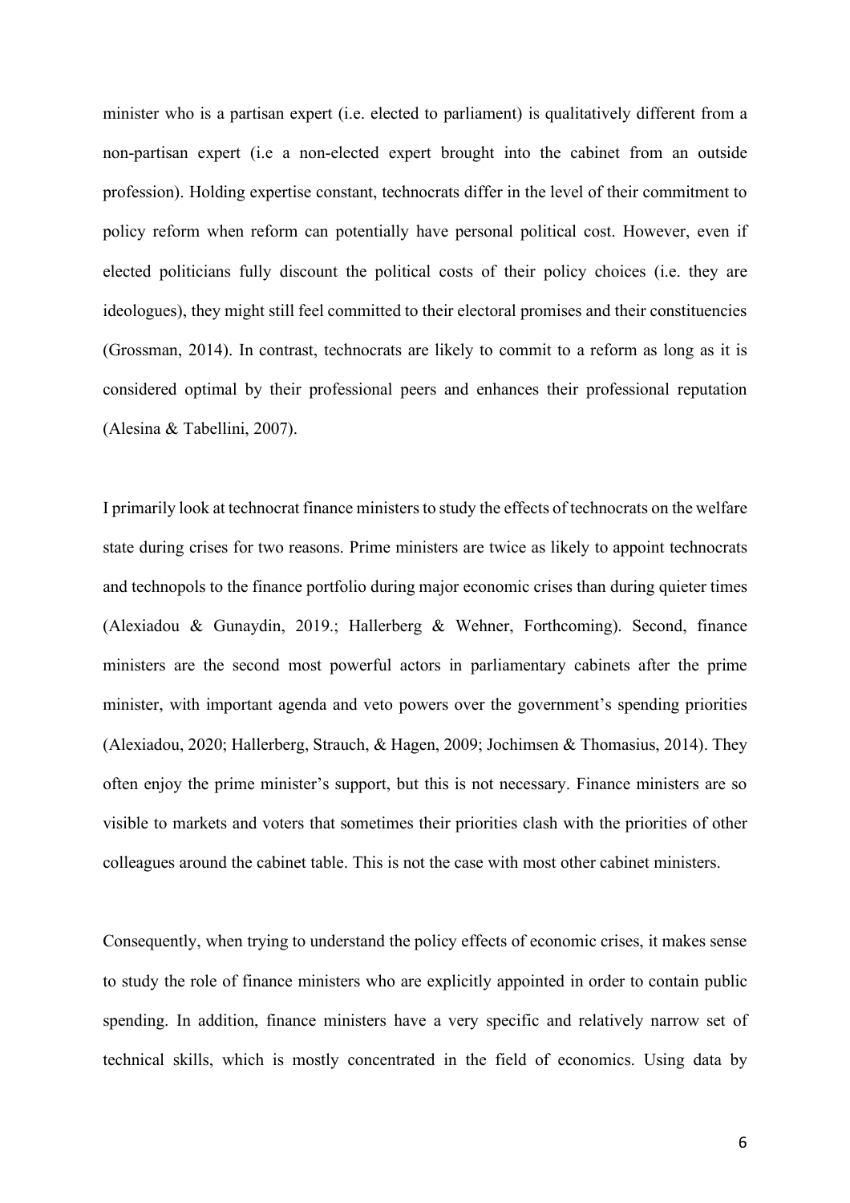minister who is a partisan expert (i.e. elected to parliament) is qualitatively different from a non-partisan expert (i.e a non-elected expert brought into the cabinet from an outside profession). Holding expertise constant, technocrats differ in the level of their commitment to policy reform when reform can potentially have personal political cost. However, even if elected politicians fully discount the political costs of their policy choices (i.e. they are ideologues), they might still feel committed to their electoral promises and their constituencies (Grossman, 2014). In contrast, technocrats are likely to commit to a reform as long as it is considered optimal by their professional peers and enhances their professional reputation (Alesina & Tabellini, 2007).

I primarily look at technocrat finance ministers to study the effects of technocrats on the welfare state during crises for two reasons. Prime ministers are twice as likely to appoint technocrats and technopols to the finance portfolio during major economic crises than during quieter times (Alexiadou & Gunaydin, 2019.; Hallerberg & Wehner, Forthcoming). Second, finance ministers are the second most powerful actors in parliamentary cabinets after the prime minister, with important agenda and veto powers over the government's spending priorities (Alexiadou, 2020; Hallerberg, Strauch, & Hagen, 2009; Jochimsen & Thomasius, 2014). They often enjoy the prime minister's support, but this is not necessary. Finance ministers are so visible to markets and voters that sometimes their priorities clash with the priorities of other colleagues around the cabinet table. This is not the case with most other cabinet ministers.

Consequently, when trying to understand the policy effects of economic crises, it makes sense to study the role of finance ministers who are explicitly appointed in order to contain public spending. In addition, finance ministers have a very specific and relatively narrow set of technical skills, which is mostly concentrated in the field of economics. Using data by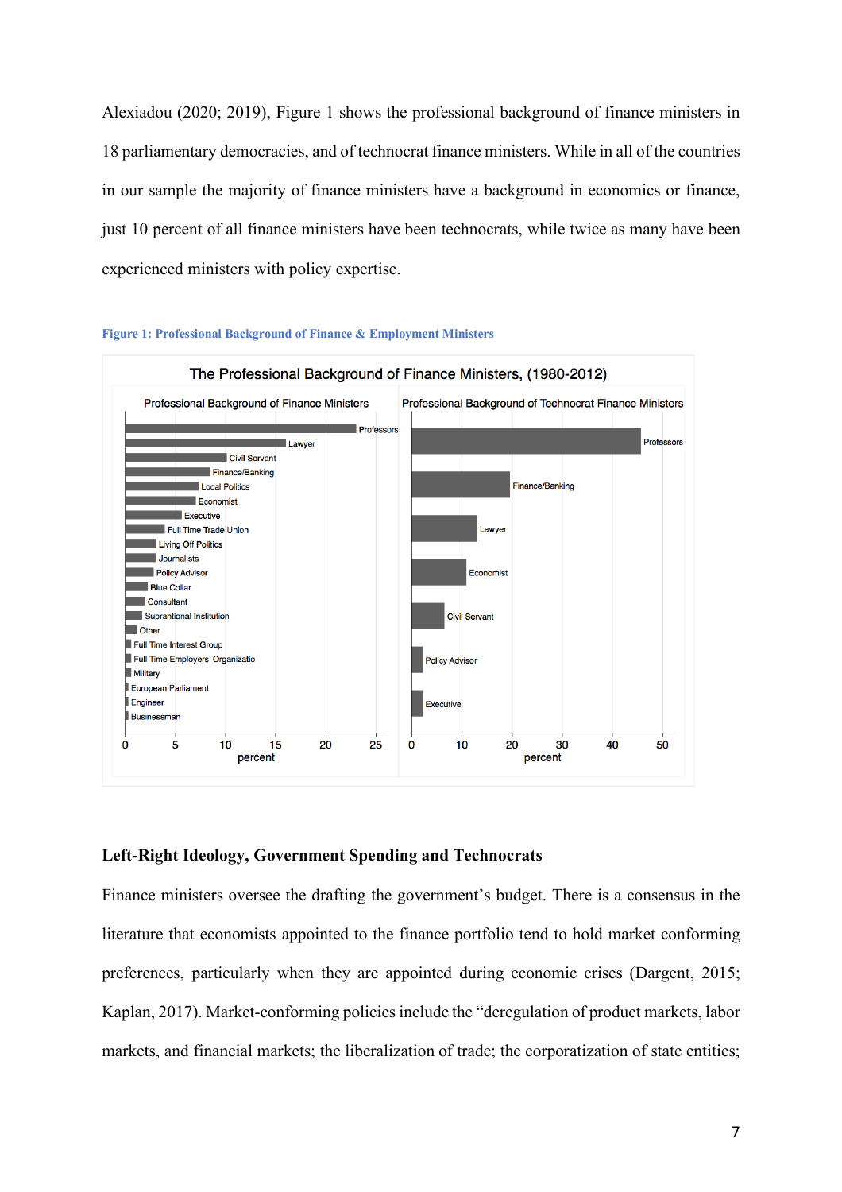Alexiadou (2020; 2019), Figure 1 shows the professional background of finance ministers in 18 parliamentary democracies, and of technocrat finance ministers. While in all of the countries in our sample the majority of finance ministers have a background in economics or finance, just 10 percent of all finance ministers have been technocrats, while twice as many have been experienced ministers with policy expertise.

**Figure 1: Professional Background of Finance & Employment Ministers**

## Left-Right Ideology, Government Spending and Technocrats

Finance ministers oversee the drafting the government's budget. There is a consensus in the literature that economists appointed to the finance portfolio tend to hold market conforming preferences, particularly when they are appointed during economic crises (Dargent, 2015; Kaplan, 2017). Market-conforming policies include the "deregulation of product markets, labor markets, and financial markets; the liberalization of trade; the corporatization of state entities;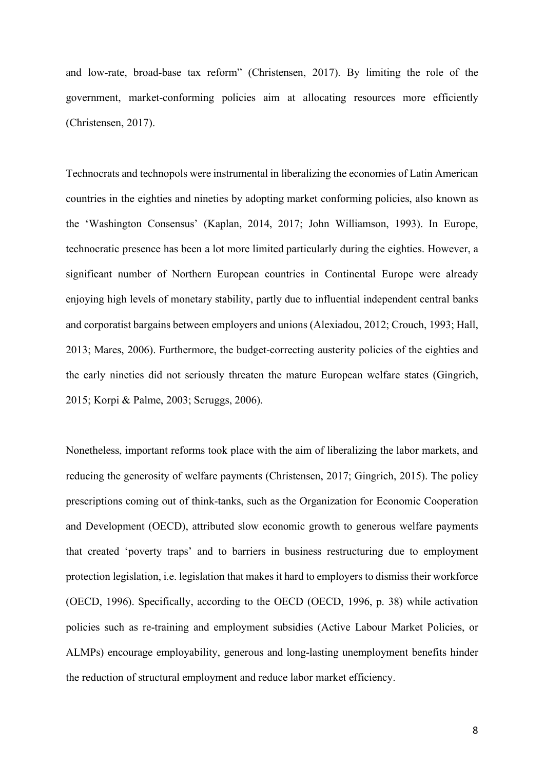and low-rate, broad-base tax reform" (Christensen, 2017). By limiting the role of the government, market-conforming policies aim at allocating resources more efficiently (Christensen, 2017).

Technocrats and technopols were instrumental in liberalizing the economies of Latin American countries in the eighties and nineties by adopting market conforming policies, also known as the 'Washington Consensus' (Kaplan, 2014, 2017; John Williamson, 1993). In Europe, technocratic presence has been a lot more limited particularly during the eighties. However, a significant number of Northern European countries in Continental Europe were already enjoying high levels of monetary stability, partly due to influential independent central banks and corporatist bargains between employers and unions (Alexiadou, 2012; Crouch, 1993; Hall, 2013; Mares, 2006). Furthermore, the budget-correcting austerity policies of the eighties and the early nineties did not seriously threaten the mature European welfare states (Gingrich, 2015; Korpi & Palme, 2003; Scruggs, 2006).

Nonetheless, important reforms took place with the aim of liberalizing the labor markets, and reducing the generosity of welfare payments (Christensen, 2017; Gingrich, 2015). The policy prescriptions coming out of think-tanks, such as the Organization for Economic Cooperation and Development (OECD), attributed slow economic growth to generous welfare payments that created 'poverty traps' and to barriers in business restructuring due to employment protection legislation, i.e. legislation that makes it hard to employers to dismiss their workforce (OECD, 1996). Specifically, according to the OECD (OECD, 1996, p. 38) while activation policies such as re-training and employment subsidies (Active Labour Market Policies, or ALMPs) encourage employability, generous and long-lasting unemployment benefits hinder the reduction of structural employment and reduce labor market efficiency.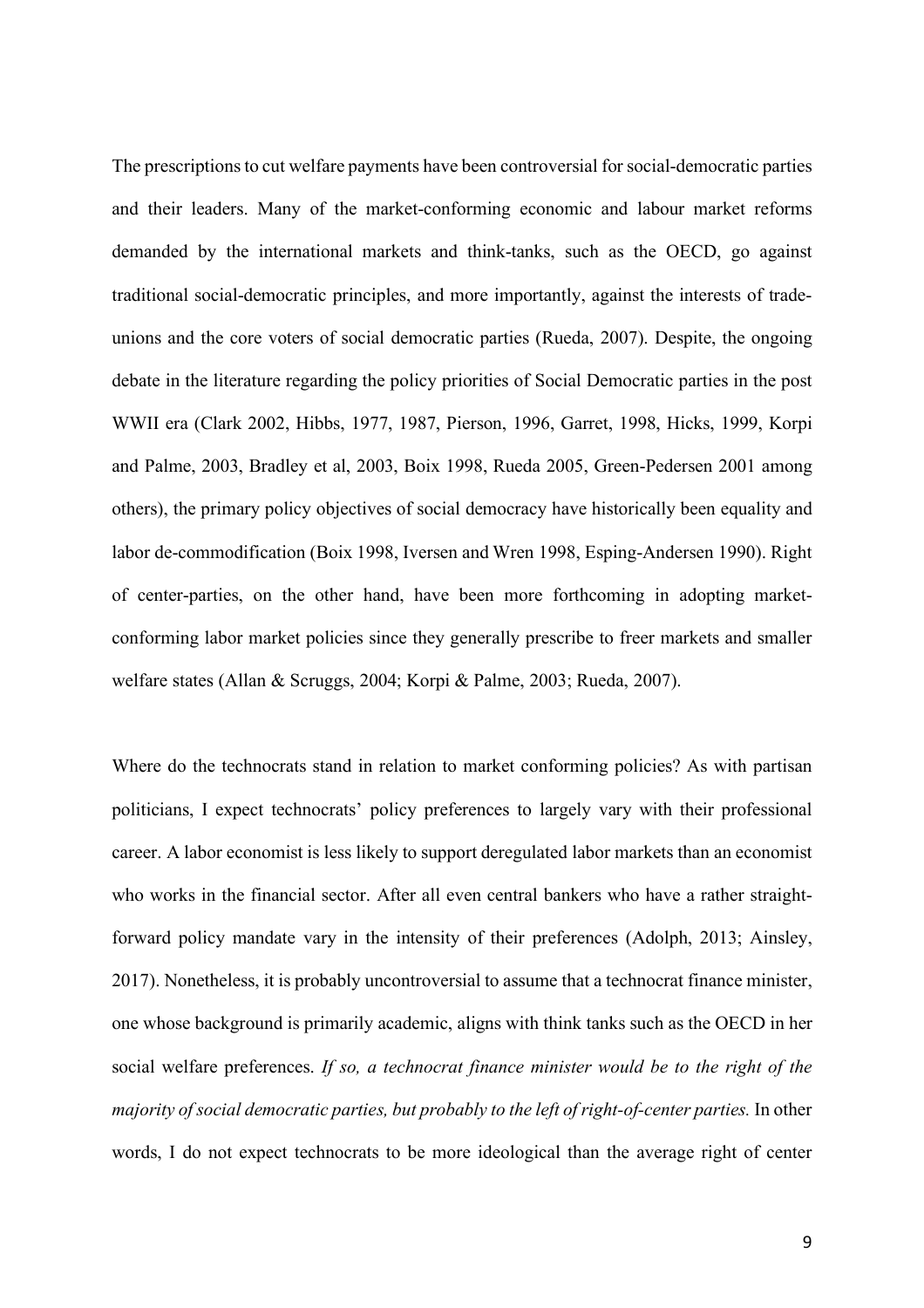The prescriptions to cut welfare payments have been controversial for social-democratic parties and their leaders. Many of the market-conforming economic and labour market reforms demanded by the international markets and think-tanks, such as the OECD, go against traditional social-democratic principles, and more importantly, against the interests of trade-unions and the core voters of social democratic parties (Rueda, 2007). Despite, the ongoing debate in the literature regarding the policy priorities of Social Democratic parties in the post WWII era (Clark 2002, Hibbs, 1977, 1987, Pierson, 1996, Garret, 1998, Hicks, 1999, Korpi and Palme, 2003, Bradley et al, 2003, Boix 1998, Rueda 2005, Green-Pedersen 2001 among others), the primary policy objectives of social democracy have historically been equality and labor de-commodification (Boix 1998, Iversen and Wren 1998, Esping-Andersen 1990). Right of center-parties, on the other hand, have been more forthcoming in adopting market-conforming labor market policies since they generally prescribe to freer markets and smaller welfare states (Allan & Scruggs, 2004; Korpi & Palme, 2003; Rueda, 2007).

Where do the technocrats stand in relation to market conforming policies? As with partisan politicians, I expect technocrats' policy preferences to largely vary with their professional career. A labor economist is less likely to support deregulated labor markets than an economist who works in the financial sector. After all even central bankers who have a rather straight-forward policy mandate vary in the intensity of their preferences (Adolph, 2013; Ainsley, 2017). Nonetheless, it is probably uncontroversial to assume that a technocrat finance minister, one whose background is primarily academic, aligns with think tanks such as the OECD in her social welfare preferences. *If so, a technocrat finance minister would be to the right of the majority of social democratic parties, but probably to the left of right-of-center parties.* In other words, I do not expect technocrats to be more ideological than the average right of center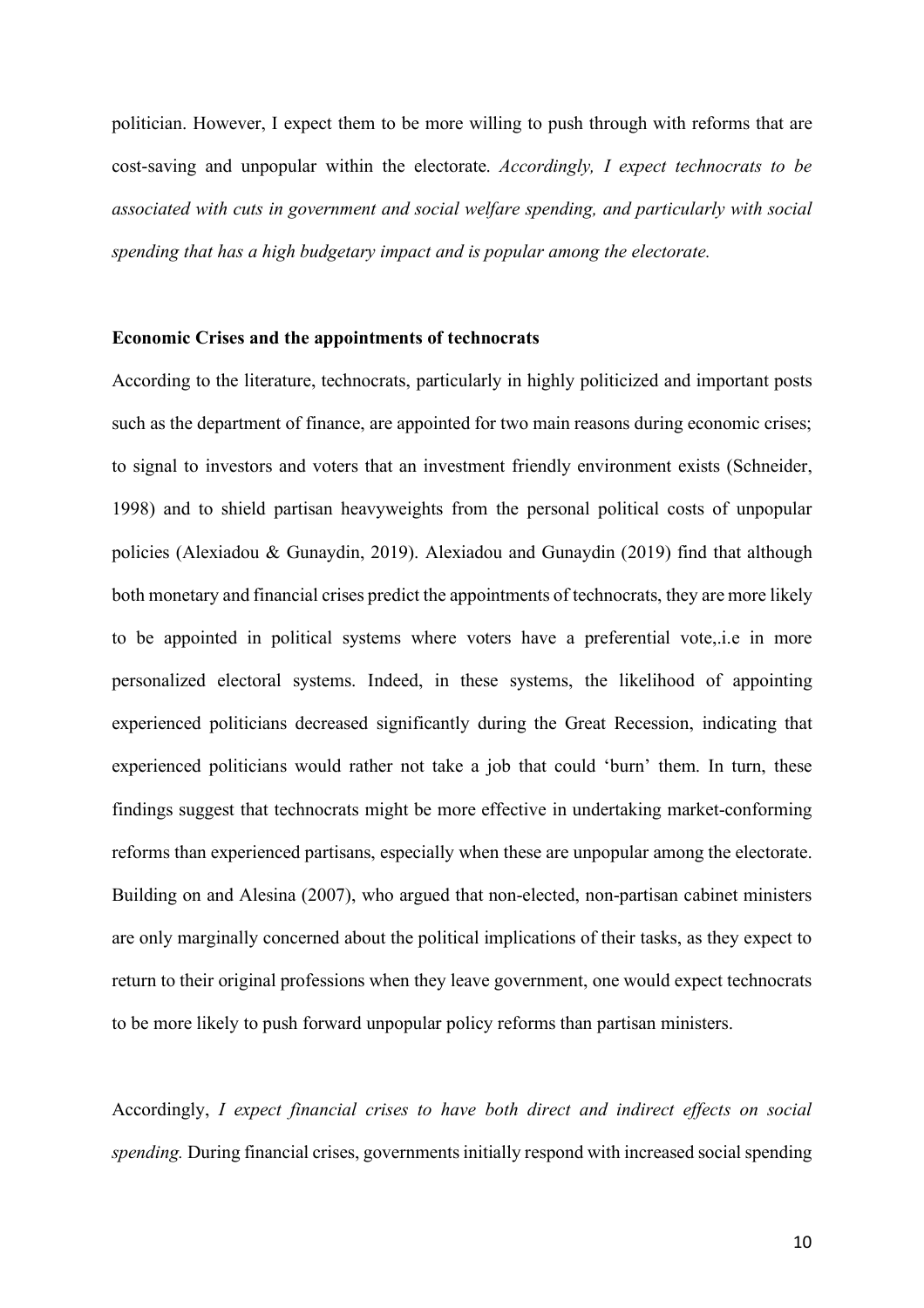politician. However, I expect them to be more willing to push through with reforms that are cost-saving and unpopular within the electorate. *Accordingly, I expect technocrats to be associated with cuts in government and social welfare spending, and particularly with social spending that has a high budgetary impact and is popular among the electorate.*

**Economic Crises and the appointments of technocrats**

According to the literature, technocrats, particularly in highly politicized and important posts such as the department of finance, are appointed for two main reasons during economic crises; to signal to investors and voters that an investment friendly environment exists (Schneider, 1998) and to shield partisan heavyweights from the personal political costs of unpopular policies (Alexiadou & Gunaydin, 2019). Alexiadou and Gunaydin (2019) find that although both monetary and financial crises predict the appointments of technocrats, they are more likely to be appointed in political systems where voters have a preferential vote,.i.e in more personalized electoral systems. Indeed, in these systems, the likelihood of appointing experienced politicians decreased significantly during the Great Recession, indicating that experienced politicians would rather not take a job that could 'burn' them. In turn, these findings suggest that technocrats might be more effective in undertaking market-conforming reforms than experienced partisans, especially when these are unpopular among the electorate. Building on and Alesina (2007), who argued that non-elected, non-partisan cabinet ministers are only marginally concerned about the political implications of their tasks, as they expect to return to their original professions when they leave government, one would expect technocrats to be more likely to push forward unpopular policy reforms than partisan ministers.

Accordingly, *I expect financial crises to have both direct and indirect effects on social spending.* During financial crises, governments initially respond with increased social spending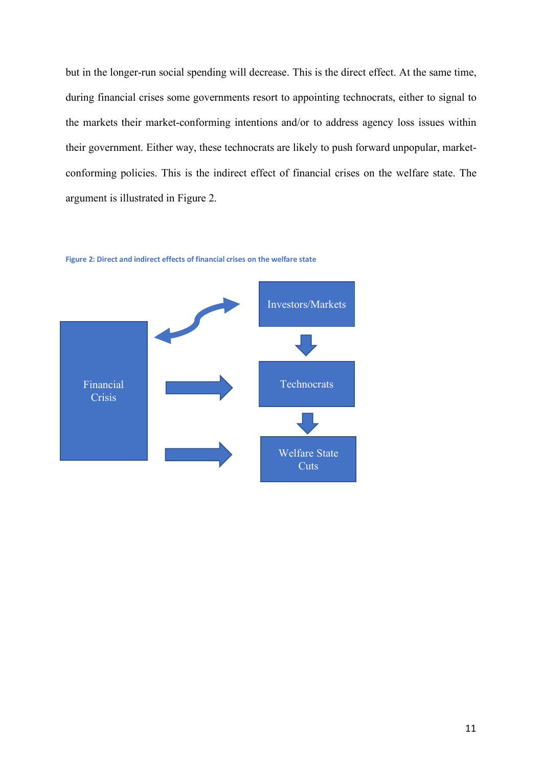but in the longer-run social spending will decrease. This is the direct effect. At the same time, during financial crises some governments resort to appointing technocrats, either to signal to the markets their market-conforming intentions and/or to address agency loss issues within their government. Either way, these technocrats are likely to push forward unpopular, market-conforming policies. This is the indirect effect of financial crises on the welfare state. The argument is illustrated in Figure 2.

Figure 2: Direct and indirect effects of financial crises on the welfare state

Financial Crisis

Investors/Markets

Technocrats

Welfare State Cuts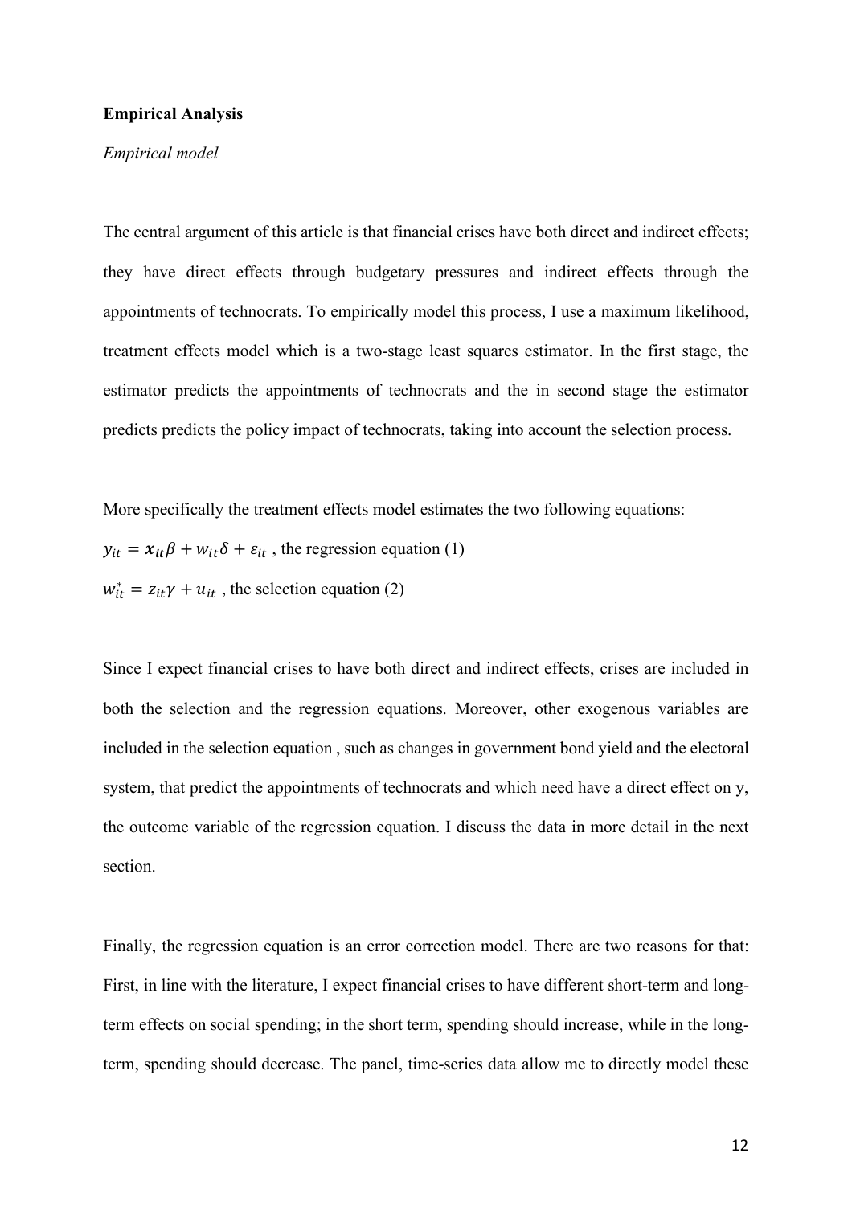**Empirical Analysis**

*Empirical model*

The central argument of this article is that financial crises have both direct and indirect effects; they have direct effects through budgetary pressures and indirect effects through the appointments of technocrats. To empirically model this process, I use a maximum likelihood, treatment effects model which is a two-stage least squares estimator. In the first stage, the estimator predicts the appointments of technocrats and the in second stage the estimator predicts predicts the policy impact of technocrats, taking into account the selection process.

More specifically the treatment effects model estimates the two following equations:

$y_{it} = \boldsymbol{x_{it}}\beta + w_{it}\delta + \varepsilon_{it}$ , the regression equation (1)

$w_{it}^{*} = z_{it}\gamma + u_{it}$ , the selection equation (2)

Since I expect financial crises to have both direct and indirect effects, crises are included in both the selection and the regression equations. Moreover, other exogenous variables are included in the selection equation , such as changes in government bond yield and the electoral system, that predict the appointments of technocrats and which need have a direct effect on y, the outcome variable of the regression equation. I discuss the data in more detail in the next section.

Finally, the regression equation is an error correction model. There are two reasons for that: First, in line with the literature, I expect financial crises to have different short-term and long-term effects on social spending; in the short term, spending should increase, while in the long-term, spending should decrease. The panel, time-series data allow me to directly model these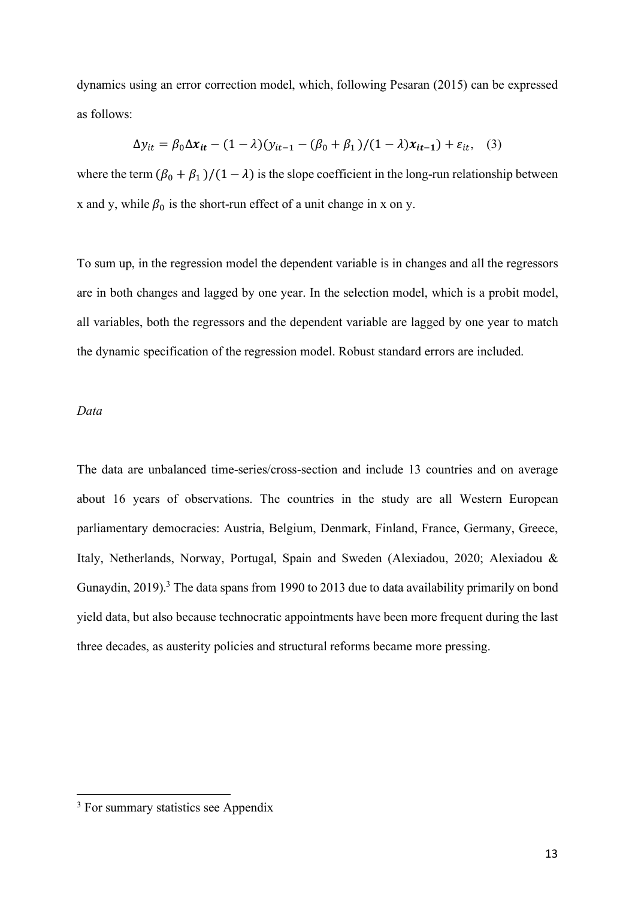dynamics using an error correction model, which, following Pesaran (2015) can be expressed as follows:

$$\Delta y_{it} = \beta_0 \Delta \boldsymbol{x}_{it} - (1-\lambda)(y_{it-1} - (\beta_0 + \beta_1)/(1-\lambda)\boldsymbol{x}_{it-1}) + \varepsilon_{it}, \quad (3)$$

where the term $(\beta_0 + \beta_1)/(1-\lambda)$ is the slope coefficient in the long-run relationship between x and y, while $\beta_0$ is the short-run effect of a unit change in x on y.

To sum up, in the regression model the dependent variable is in changes and all the regressors are in both changes and lagged by one year. In the selection model, which is a probit model, all variables, both the regressors and the dependent variable are lagged by one year to match the dynamic specification of the regression model. Robust standard errors are included.

*Data*

The data are unbalanced time-series/cross-section and include 13 countries and on average about 16 years of observations. The countries in the study are all Western European parliamentary democracies: Austria, Belgium, Denmark, Finland, France, Germany, Greece, Italy, Netherlands, Norway, Portugal, Spain and Sweden (Alexiadou, 2020; Alexiadou & Gunaydin, 2019).[3] The data spans from 1990 to 2013 due to data availability primarily on bond yield data, but also because technocratic appointments have been more frequent during the last three decades, as austerity policies and structural reforms became more pressing.

[3] For summary statistics see Appendix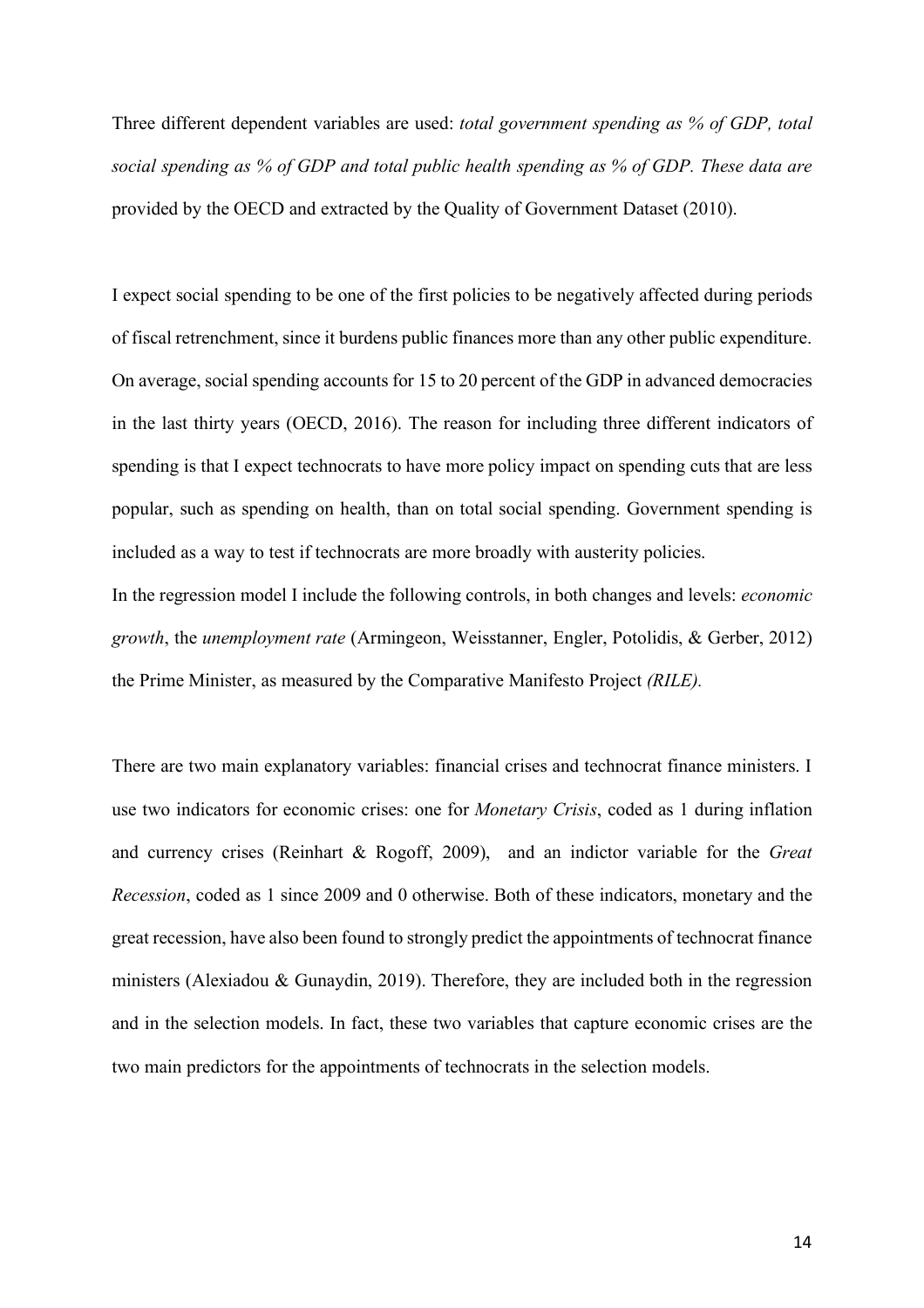Three different dependent variables are used: *total government spending as % of GDP, total social spending as % of GDP and total public health spending as % of GDP. These data are* provided by the OECD and extracted by the Quality of Government Dataset (2010).

I expect social spending to be one of the first policies to be negatively affected during periods of fiscal retrenchment, since it burdens public finances more than any other public expenditure. On average, social spending accounts for 15 to 20 percent of the GDP in advanced democracies in the last thirty years (OECD, 2016). The reason for including three different indicators of spending is that I expect technocrats to have more policy impact on spending cuts that are less popular, such as spending on health, than on total social spending. Government spending is included as a way to test if technocrats are more broadly with austerity policies.
In the regression model I include the following controls, in both changes and levels: *economic growth*, the *unemployment rate* (Armingeon, Weisstanner, Engler, Potolidis, & Gerber, 2012) the Prime Minister, as measured by the Comparative Manifesto Project *(RILE).*

There are two main explanatory variables: financial crises and technocrat finance ministers. I use two indicators for economic crises: one for *Monetary Crisis*, coded as 1 during inflation and currency crises (Reinhart & Rogoff, 2009), and an indictor variable for the *Great Recession*, coded as 1 since 2009 and 0 otherwise. Both of these indicators, monetary and the great recession, have also been found to strongly predict the appointments of technocrat finance ministers (Alexiadou & Gunaydin, 2019). Therefore, they are included both in the regression and in the selection models. In fact, these two variables that capture economic crises are the two main predictors for the appointments of technocrats in the selection models.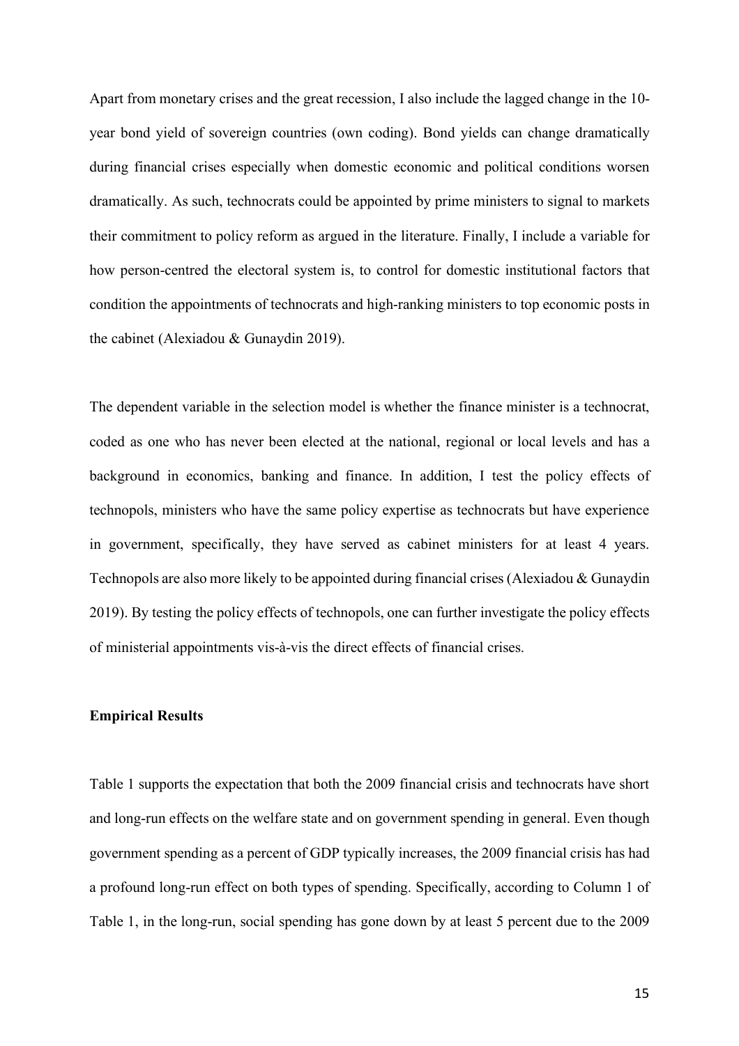Apart from monetary crises and the great recession, I also include the lagged change in the 10-year bond yield of sovereign countries (own coding). Bond yields can change dramatically during financial crises especially when domestic economic and political conditions worsen dramatically. As such, technocrats could be appointed by prime ministers to signal to markets their commitment to policy reform as argued in the literature. Finally, I include a variable for how person-centred the electoral system is, to control for domestic institutional factors that condition the appointments of technocrats and high-ranking ministers to top economic posts in the cabinet (Alexiadou & Gunaydin 2019).

The dependent variable in the selection model is whether the finance minister is a technocrat, coded as one who has never been elected at the national, regional or local levels and has a background in economics, banking and finance. In addition, I test the policy effects of technopols, ministers who have the same policy expertise as technocrats but have experience in government, specifically, they have served as cabinet ministers for at least 4 years. Technopols are also more likely to be appointed during financial crises (Alexiadou & Gunaydin 2019). By testing the policy effects of technopols, one can further investigate the policy effects of ministerial appointments vis-à-vis the direct effects of financial crises.

**Empirical Results**

Table 1 supports the expectation that both the 2009 financial crisis and technocrats have short and long-run effects on the welfare state and on government spending in general. Even though government spending as a percent of GDP typically increases, the 2009 financial crisis has had a profound long-run effect on both types of spending. Specifically, according to Column 1 of Table 1, in the long-run, social spending has gone down by at least 5 percent due to the 2009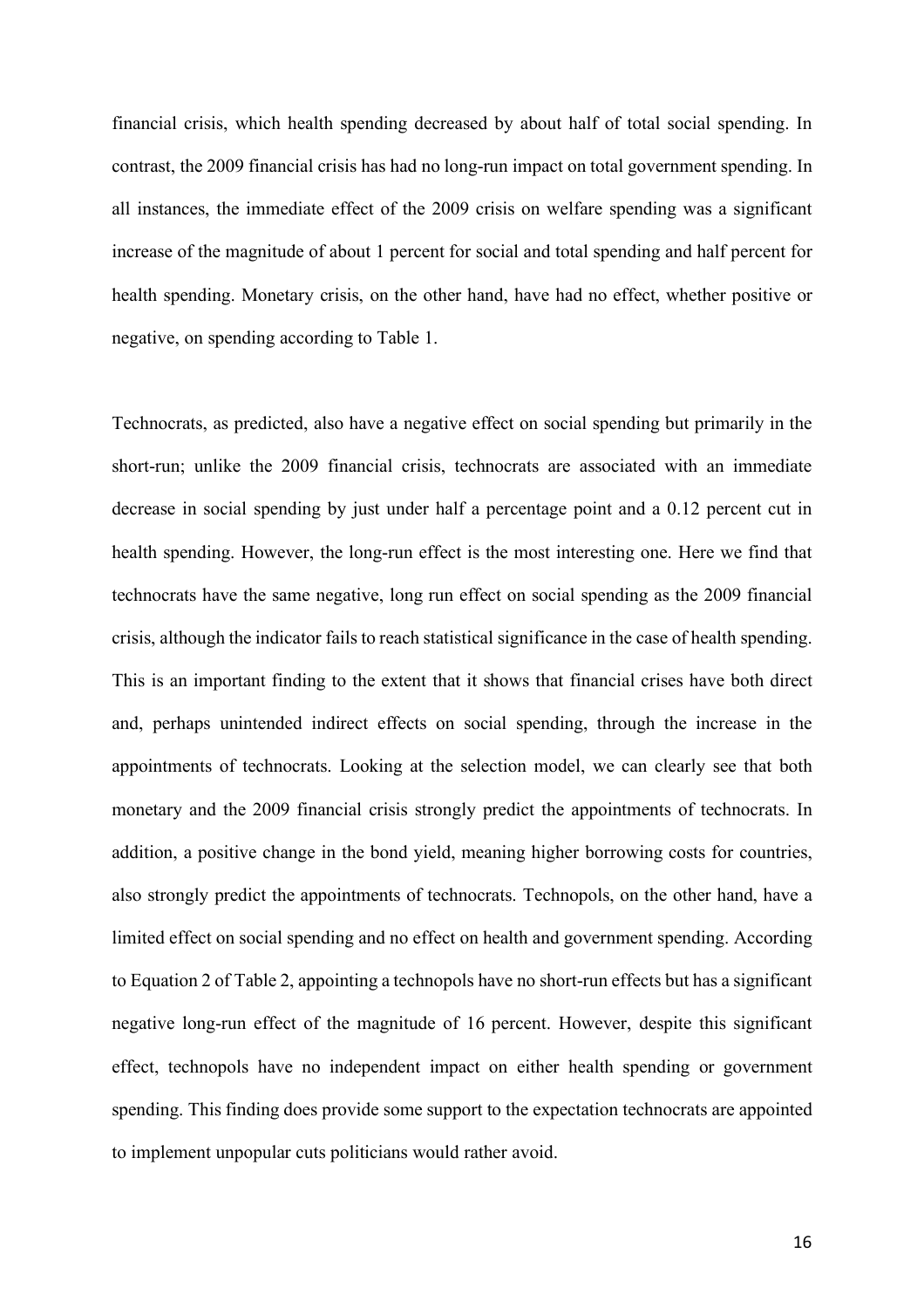financial crisis, which health spending decreased by about half of total social spending. In contrast, the 2009 financial crisis has had no long-run impact on total government spending. In all instances, the immediate effect of the 2009 crisis on welfare spending was a significant increase of the magnitude of about 1 percent for social and total spending and half percent for health spending. Monetary crisis, on the other hand, have had no effect, whether positive or negative, on spending according to Table 1.

Technocrats, as predicted, also have a negative effect on social spending but primarily in the short-run; unlike the 2009 financial crisis, technocrats are associated with an immediate decrease in social spending by just under half a percentage point and a 0.12 percent cut in health spending. However, the long-run effect is the most interesting one. Here we find that technocrats have the same negative, long run effect on social spending as the 2009 financial crisis, although the indicator fails to reach statistical significance in the case of health spending. This is an important finding to the extent that it shows that financial crises have both direct and, perhaps unintended indirect effects on social spending, through the increase in the appointments of technocrats. Looking at the selection model, we can clearly see that both monetary and the 2009 financial crisis strongly predict the appointments of technocrats. In addition, a positive change in the bond yield, meaning higher borrowing costs for countries, also strongly predict the appointments of technocrats. Technopols, on the other hand, have a limited effect on social spending and no effect on health and government spending. According to Equation 2 of Table 2, appointing a technopols have no short-run effects but has a significant negative long-run effect of the magnitude of 16 percent. However, despite this significant effect, technopols have no independent impact on either health spending or government spending. This finding does provide some support to the expectation technocrats are appointed to implement unpopular cuts politicians would rather avoid.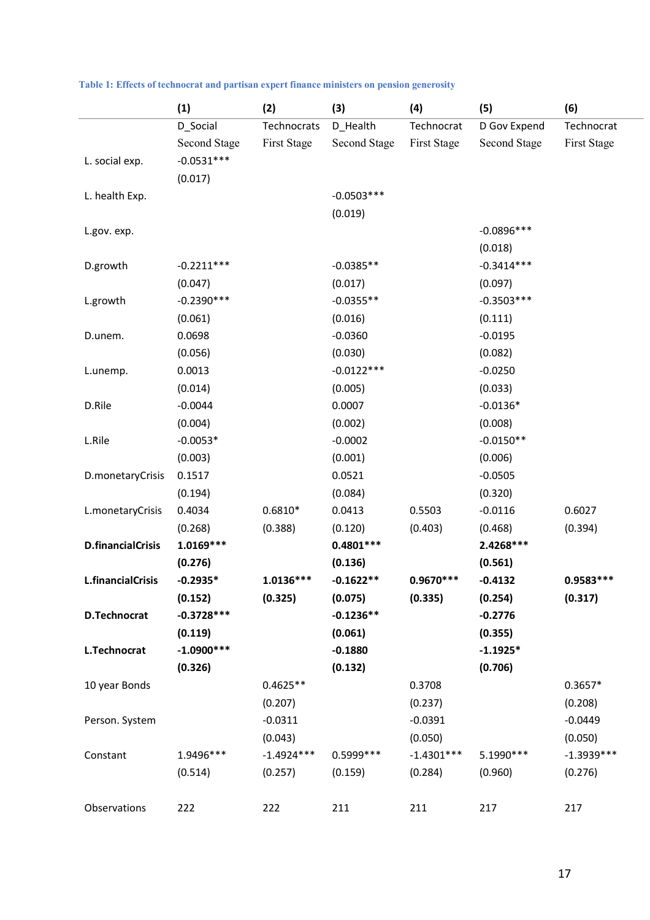**Table 1: Effects of technocrat and partisan expert finance ministers on pension generosity**

| | (1) | (2) | (3) | (4) | (5) | (6) |
|---|---|---|---|---|---|---|
| | D_Social Second Stage | Technocrats First Stage | D_Health Second Stage | Technocrat First Stage | D Gov Expend Second Stage | Technocrat First Stage |
| L. social exp. | -0.0531*** | | | | | |
| | (0.017) | | | | | |
| L. health Exp. | | | -0.0503*** | | | |
| | | | (0.019) | | | |
| L.gov. exp. | | | | | -0.0896*** | |
| | | | | | (0.018) | |
| D.growth | -0.2211*** | | -0.0385** | | -0.3414*** | |
| | (0.047) | | (0.017) | | (0.097) | |
| L.growth | -0.2390*** | | -0.0355** | | -0.3503*** | |
| | (0.061) | | (0.016) | | (0.111) | |
| D.unem. | 0.0698 | | -0.0360 | | -0.0195 | |
| | (0.056) | | (0.030) | | (0.082) | |
| L.unemp. | 0.0013 | | -0.0122*** | | -0.0250 | |
| | (0.014) | | (0.005) | | (0.033) | |
| D.Rile | -0.0044 | | 0.0007 | | -0.0136* | |
| | (0.004) | | (0.002) | | (0.008) | |
| L.Rile | -0.0053* | | -0.0002 | | -0.0150** | |
| | (0.003) | | (0.001) | | (0.006) | |
| D.monetaryCrisis | 0.1517 | | 0.0521 | | -0.0505 | |
| | (0.194) | | (0.084) | | (0.320) | |
| L.monetaryCrisis | 0.4034 | 0.6810* | 0.0413 | 0.5503 | -0.0116 | 0.6027 |
| | (0.268) | (0.388) | (0.120) | (0.403) | (0.468) | (0.394) |
| **D.financialCrisis** | **1.0169*** ** | | **0.4801*** ** | | **2.4268*** ** | |
| | **(0.276)** | | **(0.136)** | | **(0.561)** | |
| **L.financialCrisis** | **-0.2935*** | **1.0136*** ** | **-0.1622** ** | **0.9670*** ** | **-0.4132** | **0.9583*** ** |
| | **(0.152)** | **(0.325)** | **(0.075)** | **(0.335)** | **(0.254)** | **(0.317)** |
| **D.Technocrat** | **-0.3728*** ** | | **-0.1236** ** | | **-0.2776** | |
| | **(0.119)** | | **(0.061)** | | **(0.355)** | |
| **L.Technocrat** | **-1.0900*** ** | | **-0.1880** | | **-1.1925*** | |
| | **(0.326)** | | **(0.132)** | | **(0.706)** | |
| 10 year Bonds | | 0.4625** | | 0.3708 | | 0.3657* |
| | | (0.207) | | (0.237) | | (0.208) |
| Person. System | | -0.0311 | | -0.0391 | | -0.0449 |
| | | (0.043) | | (0.050) | | (0.050) |
| Constant | 1.9496*** | -1.4924*** | 0.5999*** | -1.4301*** | 5.1990*** | -1.3939*** |
| | (0.514) | (0.257) | (0.159) | (0.284) | (0.960) | (0.276) |
| Observations | 222 | 222 | 211 | 211 | 217 | 217 |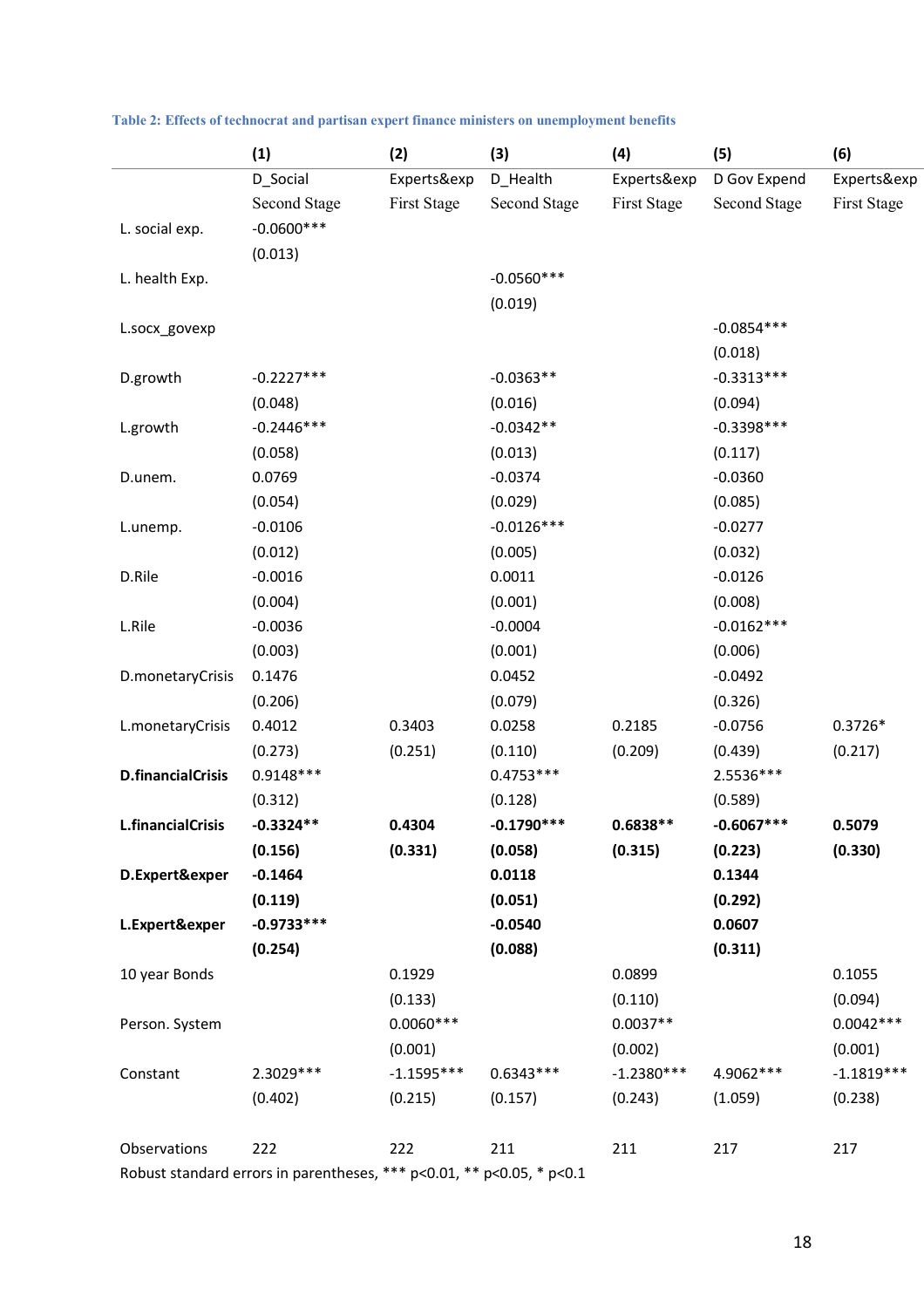**Table 2: Effects of technocrat and partisan expert finance ministers on unemployment benefits**

| | (1) | (2) | (3) | (4) | (5) | (6) |
|---|---|---|---|---|---|---|
| | D_Social | Experts&exp | D_Health | Experts&exp | D Gov Expend | Experts&exp |
| | Second Stage | First Stage | Second Stage | First Stage | Second Stage | First Stage |
| L. social exp. | -0.0600*** | | | | | |
| | (0.013) | | | | | |
| L. health Exp. | | | -0.0560*** | | | |
| | | | (0.019) | | | |
| L.socx_govexp | | | | | -0.0854*** | |
| | | | | | (0.018) | |
| D.growth | -0.2227*** | | -0.0363** | | -0.3313*** | |
| | (0.048) | | (0.016) | | (0.094) | |
| L.growth | -0.2446*** | | -0.0342** | | -0.3398*** | |
| | (0.058) | | (0.013) | | (0.117) | |
| D.unem. | 0.0769 | | -0.0374 | | -0.0360 | |
| | (0.054) | | (0.029) | | (0.085) | |
| L.unemp. | -0.0106 | | -0.0126*** | | -0.0277 | |
| | (0.012) | | (0.005) | | (0.032) | |
| D.Rile | -0.0016 | | 0.0011 | | -0.0126 | |
| | (0.004) | | (0.001) | | (0.008) | |
| L.Rile | -0.0036 | | -0.0004 | | -0.0162*** | |
| | (0.003) | | (0.001) | | (0.006) | |
| D.monetaryCrisis | 0.1476 | | 0.0452 | | -0.0492 | |
| | (0.206) | | (0.079) | | (0.326) | |
| L.monetaryCrisis | 0.4012 | 0.3403 | 0.0258 | 0.2185 | -0.0756 | 0.3726* |
| | (0.273) | (0.251) | (0.110) | (0.209) | (0.439) | (0.217) |
| **D.financialCrisis** | 0.9148*** | | 0.4753*** | | 2.5536*** | |
| | (0.312) | | (0.128) | | (0.589) | |
| **L.financialCrisis** | **-0.3324**** | **0.4304** | **-0.1790***** | **0.6838**** | **-0.6067***** | **0.5079** |
| | **(0.156)** | **(0.331)** | **(0.058)** | **(0.315)** | **(0.223)** | **(0.330)** |
| **D.Expert&exper** | **-0.1464** | | **0.0118** | | **0.1344** | |
| | **(0.119)** | | **(0.051)** | | **(0.292)** | |
| **L.Expert&exper** | **-0.9733***** | | **-0.0540** | | **0.0607** | |
| | **(0.254)** | | **(0.088)** | | **(0.311)** | |
| 10 year Bonds | | 0.1929 | | 0.0899 | | 0.1055 |
| | | (0.133) | | (0.110) | | (0.094) |
| Person. System | | 0.0060*** | | 0.0037** | | 0.0042*** |
| | | (0.001) | | (0.002) | | (0.001) |
| Constant | 2.3029*** | -1.1595*** | 0.6343*** | -1.2380*** | 4.9062*** | -1.1819*** |
| | (0.402) | (0.215) | (0.157) | (0.243) | (1.059) | (0.238) |
| Observations | 222 | 222 | 211 | 211 | 217 | 217 |

Robust standard errors in parentheses, *** $p<0.01$, ** $p<0.05$, * $p<0.1$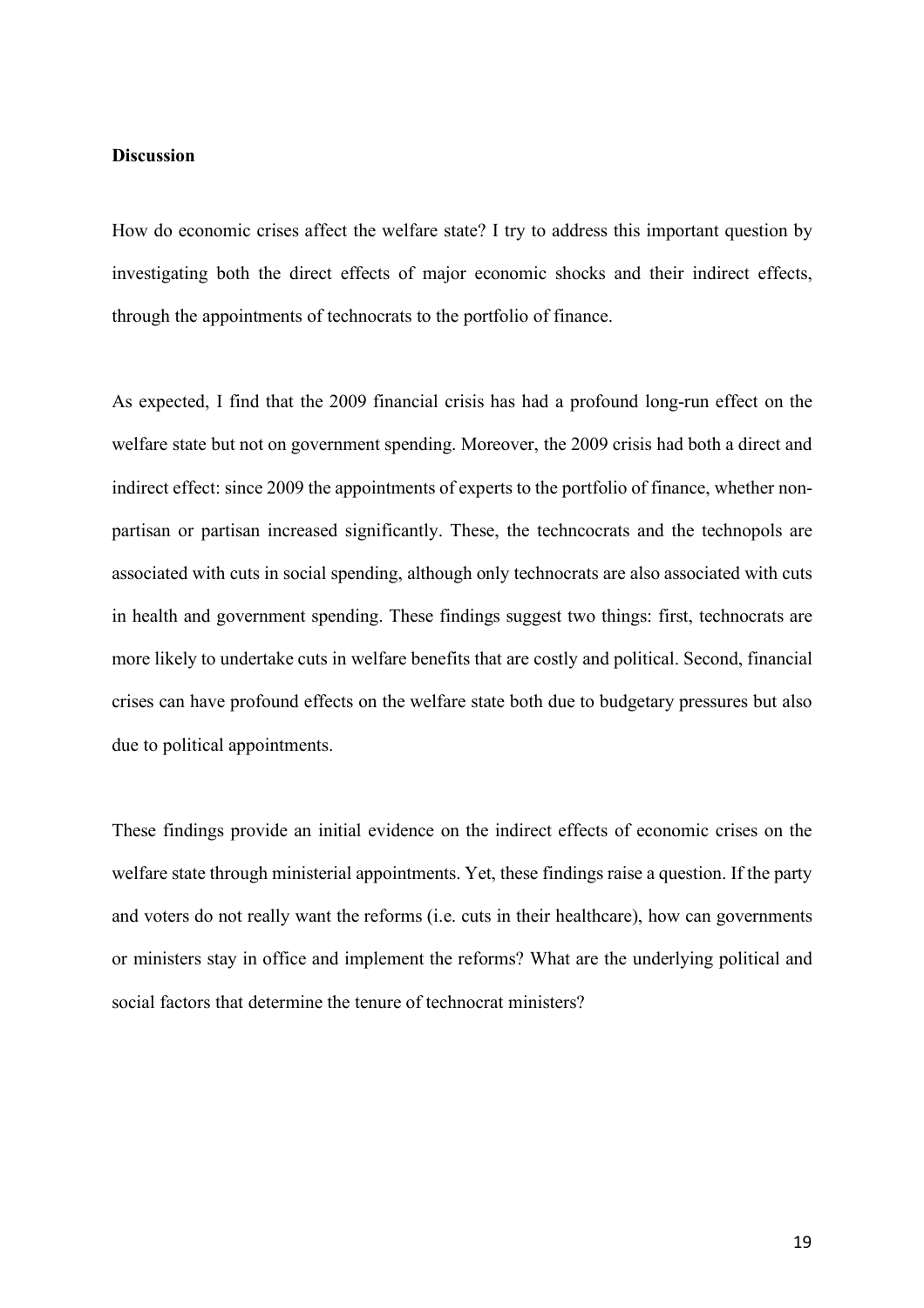**Discussion**

How do economic crises affect the welfare state? I try to address this important question by investigating both the direct effects of major economic shocks and their indirect effects, through the appointments of technocrats to the portfolio of finance.

As expected, I find that the 2009 financial crisis has had a profound long-run effect on the welfare state but not on government spending. Moreover, the 2009 crisis had both a direct and indirect effect: since 2009 the appointments of experts to the portfolio of finance, whether non-partisan or partisan increased significantly. These, the techncocrats and the technopols are associated with cuts in social spending, although only technocrats are also associated with cuts in health and government spending. These findings suggest two things: first, technocrats are more likely to undertake cuts in welfare benefits that are costly and political. Second, financial crises can have profound effects on the welfare state both due to budgetary pressures but also due to political appointments.

These findings provide an initial evidence on the indirect effects of economic crises on the welfare state through ministerial appointments. Yet, these findings raise a question. If the party and voters do not really want the reforms (i.e. cuts in their healthcare), how can governments or ministers stay in office and implement the reforms? What are the underlying political and social factors that determine the tenure of technocrat ministers?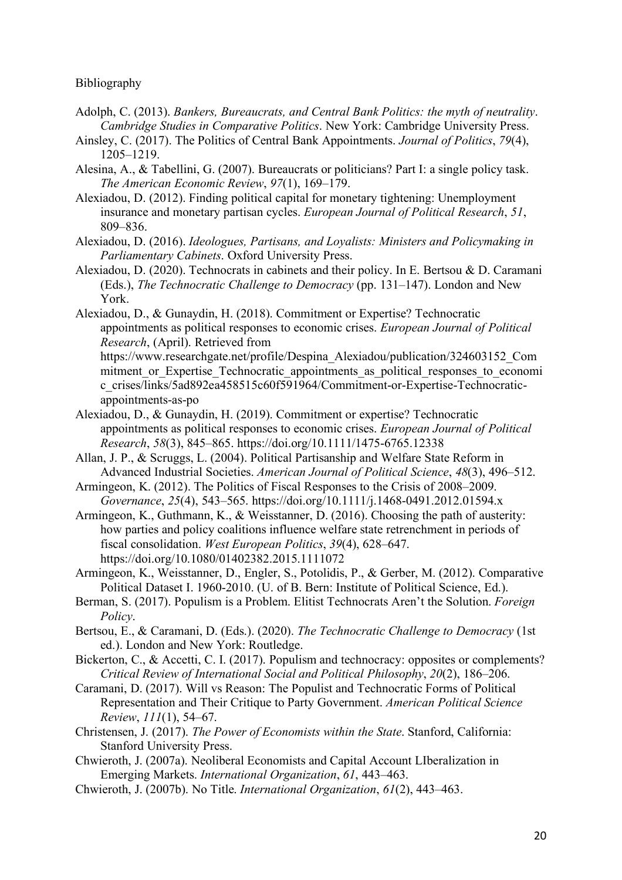Bibliography

Adolph, C. (2013). *Bankers, Bureaucrats, and Central Bank Politics: the myth of neutrality*. *Cambridge Studies in Comparative Politics*. New York: Cambridge University Press.

Ainsley, C. (2017). The Politics of Central Bank Appointments. *Journal of Politics*, *79*(4), 1205–1219.

Alesina, A., & Tabellini, G. (2007). Bureaucrats or politicians? Part I: a single policy task. *The American Economic Review*, *97*(1), 169–179.

Alexiadou, D. (2012). Finding political capital for monetary tightening: Unemployment insurance and monetary partisan cycles. *European Journal of Political Research*, *51*, 809–836.

Alexiadou, D. (2016). *Ideologues, Partisans, and Loyalists: Ministers and Policymaking in Parliamentary Cabinets*. Oxford University Press.

Alexiadou, D. (2020). Technocrats in cabinets and their policy. In E. Bertsou & D. Caramani (Eds.), *The Technocratic Challenge to Democracy* (pp. 131–147). London and New York.

Alexiadou, D., & Gunaydin, H. (2018). Commitment or Expertise? Technocratic appointments as political responses to economic crises. *European Journal of Political Research*, (April). Retrieved from https://www.researchgate.net/profile/Despina_Alexiadou/publication/324603152_Commitment_or_Expertise_Technocratic_appointments_as_political_responses_to_economic_crises/links/5ad892ea458515c60f591964/Commitment-or-Expertise-Technocratic-appointments-as-po

Alexiadou, D., & Gunaydin, H. (2019). Commitment or expertise? Technocratic appointments as political responses to economic crises. *European Journal of Political Research*, *58*(3), 845–865. https://doi.org/10.1111/1475-6765.12338

Allan, J. P., & Scruggs, L. (2004). Political Partisanship and Welfare State Reform in Advanced Industrial Societies. *American Journal of Political Science*, *48*(3), 496–512.

Armingeon, K. (2012). The Politics of Fiscal Responses to the Crisis of 2008–2009. *Governance*, *25*(4), 543–565. https://doi.org/10.1111/j.1468-0491.2012.01594.x

Armingeon, K., Guthmann, K., & Weisstanner, D. (2016). Choosing the path of austerity: how parties and policy coalitions influence welfare state retrenchment in periods of fiscal consolidation. *West European Politics*, *39*(4), 628–647. https://doi.org/10.1080/01402382.2015.1111072

Armingeon, K., Weisstanner, D., Engler, S., Potolidis, P., & Gerber, M. (2012). Comparative Political Dataset I. 1960-2010. (U. of B. Bern: Institute of Political Science, Ed.).

Berman, S. (2017). Populism is a Problem. Elitist Technocrats Aren't the Solution. *Foreign Policy*.

Bertsou, E., & Caramani, D. (Eds.). (2020). *The Technocratic Challenge to Democracy* (1st ed.). London and New York: Routledge.

Bickerton, C., & Accetti, C. I. (2017). Populism and technocracy: opposites or complements? *Critical Review of International Social and Political Philosophy*, *20*(2), 186–206.

Caramani, D. (2017). Will vs Reason: The Populist and Technocratic Forms of Political Representation and Their Critique to Party Government. *American Political Science Review*, *111*(1), 54–67.

Christensen, J. (2017). *The Power of Economists within the State*. Stanford, California: Stanford University Press.

Chwieroth, J. (2007a). Neoliberal Economists and Capital Account LIberalization in Emerging Markets. *International Organization*, *61*, 443–463.

Chwieroth, J. (2007b). No Title. *International Organization*, *61*(2), 443–463.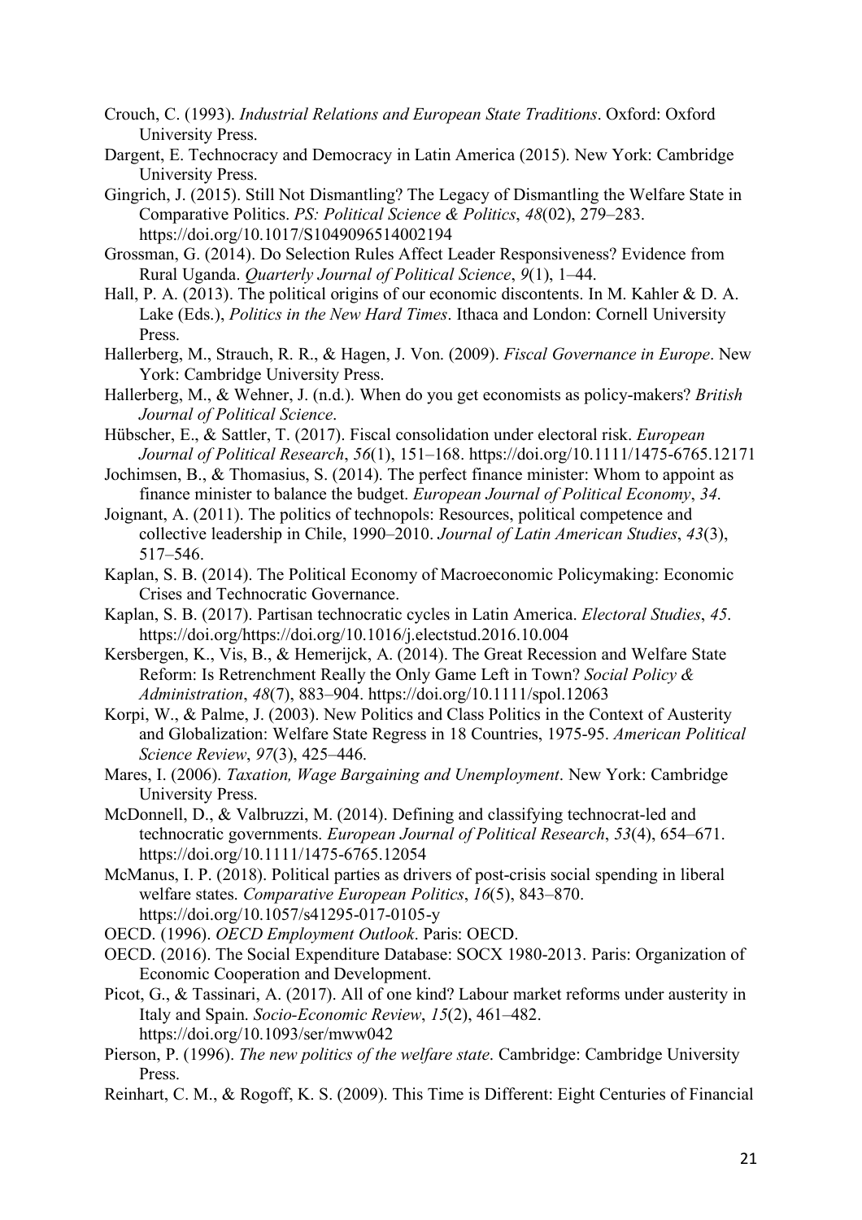Crouch, C. (1993). *Industrial Relations and European State Traditions*. Oxford: Oxford University Press.

Dargent, E. Technocracy and Democracy in Latin America (2015). New York: Cambridge University Press.

Gingrich, J. (2015). Still Not Dismantling? The Legacy of Dismantling the Welfare State in Comparative Politics. *PS: Political Science & Politics*, *48*(02), 279–283. https://doi.org/10.1017/S1049096514002194

Grossman, G. (2014). Do Selection Rules Affect Leader Responsiveness? Evidence from Rural Uganda. *Quarterly Journal of Political Science*, *9*(1), 1–44.

Hall, P. A. (2013). The political origins of our economic discontents. In M. Kahler & D. A. Lake (Eds.), *Politics in the New Hard Times*. Ithaca and London: Cornell University Press.

Hallerberg, M., Strauch, R. R., & Hagen, J. Von. (2009). *Fiscal Governance in Europe*. New York: Cambridge University Press.

Hallerberg, M., & Wehner, J. (n.d.). When do you get economists as policy-makers? *British Journal of Political Science*.

Hübscher, E., & Sattler, T. (2017). Fiscal consolidation under electoral risk. *European Journal of Political Research*, *56*(1), 151–168. https://doi.org/10.1111/1475-6765.12171

Jochimsen, B., & Thomasius, S. (2014). The perfect finance minister: Whom to appoint as finance minister to balance the budget. *European Journal of Political Economy*, *34*.

Joignant, A. (2011). The politics of technopols: Resources, political competence and collective leadership in Chile, 1990–2010. *Journal of Latin American Studies*, *43*(3), 517–546.

Kaplan, S. B. (2014). The Political Economy of Macroeconomic Policymaking: Economic Crises and Technocratic Governance.

Kaplan, S. B. (2017). Partisan technocratic cycles in Latin America. *Electoral Studies*, *45*. https://doi.org/https://doi.org/10.1016/j.electstud.2016.10.004

Kersbergen, K., Vis, B., & Hemerijck, A. (2014). The Great Recession and Welfare State Reform: Is Retrenchment Really the Only Game Left in Town? *Social Policy & Administration*, *48*(7), 883–904. https://doi.org/10.1111/spol.12063

Korpi, W., & Palme, J. (2003). New Politics and Class Politics in the Context of Austerity and Globalization: Welfare State Regress in 18 Countries, 1975-95. *American Political Science Review*, *97*(3), 425–446.

Mares, I. (2006). *Taxation, Wage Bargaining and Unemployment*. New York: Cambridge University Press.

McDonnell, D., & Valbruzzi, M. (2014). Defining and classifying technocrat-led and technocratic governments. *European Journal of Political Research*, *53*(4), 654–671. https://doi.org/10.1111/1475-6765.12054

McManus, I. P. (2018). Political parties as drivers of post-crisis social spending in liberal welfare states. *Comparative European Politics*, *16*(5), 843–870. https://doi.org/10.1057/s41295-017-0105-y

OECD. (1996). *OECD Employment Outlook*. Paris: OECD.

OECD. (2016). The Social Expenditure Database: SOCX 1980-2013. Paris: Organization of Economic Cooperation and Development.

Picot, G., & Tassinari, A. (2017). All of one kind? Labour market reforms under austerity in Italy and Spain. *Socio-Economic Review*, *15*(2), 461–482. https://doi.org/10.1093/ser/mww042

Pierson, P. (1996). *The new politics of the welfare state*. Cambridge: Cambridge University Press.

Reinhart, C. M., & Rogoff, K. S. (2009). This Time is Different: Eight Centuries of Financial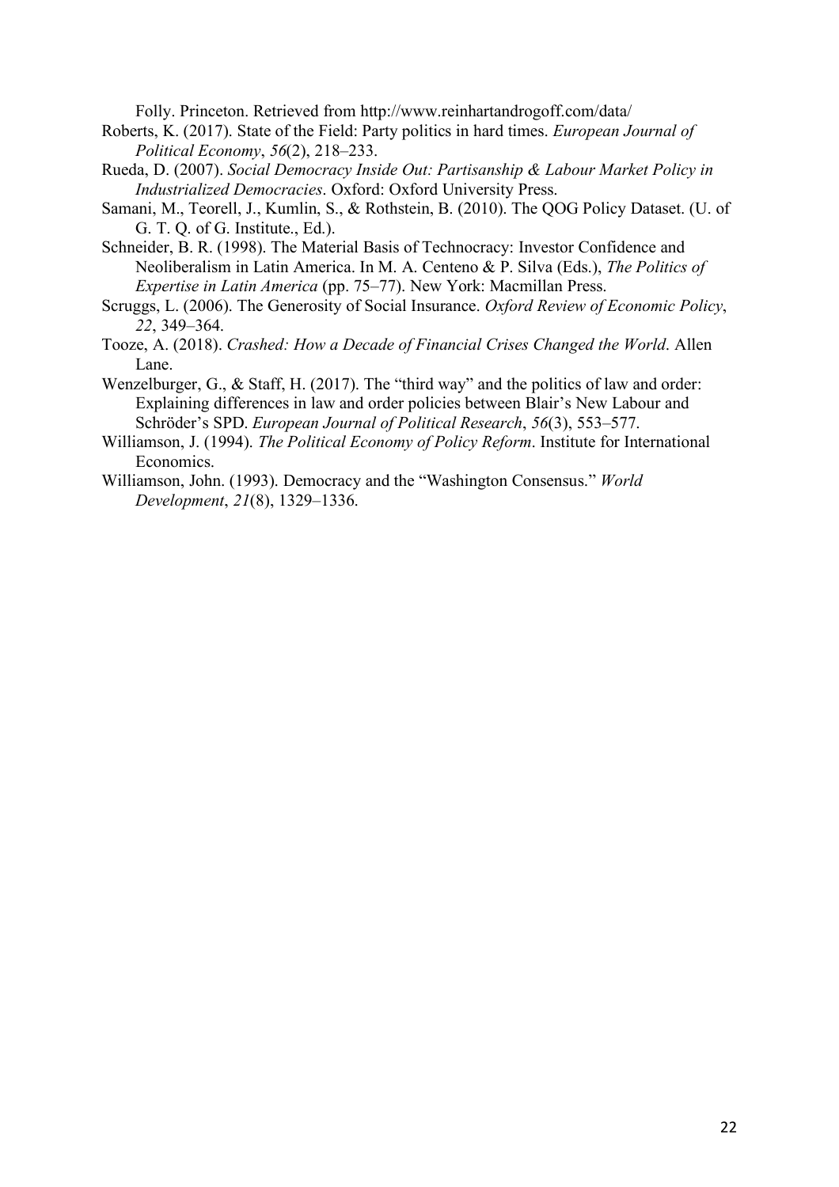Folly. Princeton. Retrieved from http://www.reinhartandrogoff.com/data/

Roberts, K. (2017). State of the Field: Party politics in hard times. *European Journal of Political Economy*, *56*(2), 218–233.

Rueda, D. (2007). *Social Democracy Inside Out: Partisanship & Labour Market Policy in Industrialized Democracies*. Oxford: Oxford University Press.

Samani, M., Teorell, J., Kumlin, S., & Rothstein, B. (2010). The QOG Policy Dataset. (U. of G. T. Q. of G. Institute., Ed.).

Schneider, B. R. (1998). The Material Basis of Technocracy: Investor Confidence and Neoliberalism in Latin America. In M. A. Centeno & P. Silva (Eds.), *The Politics of Expertise in Latin America* (pp. 75–77). New York: Macmillan Press.

Scruggs, L. (2006). The Generosity of Social Insurance. *Oxford Review of Economic Policy*, *22*, 349–364.

Tooze, A. (2018). *Crashed: How a Decade of Financial Crises Changed the World*. Allen Lane.

Wenzelburger, G., & Staff, H. (2017). The "third way" and the politics of law and order: Explaining differences in law and order policies between Blair's New Labour and Schröder's SPD. *European Journal of Political Research*, *56*(3), 553–577.

Williamson, J. (1994). *The Political Economy of Policy Reform*. Institute for International Economics.

Williamson, John. (1993). Democracy and the "Washington Consensus." *World Development*, *21*(8), 1329–1336.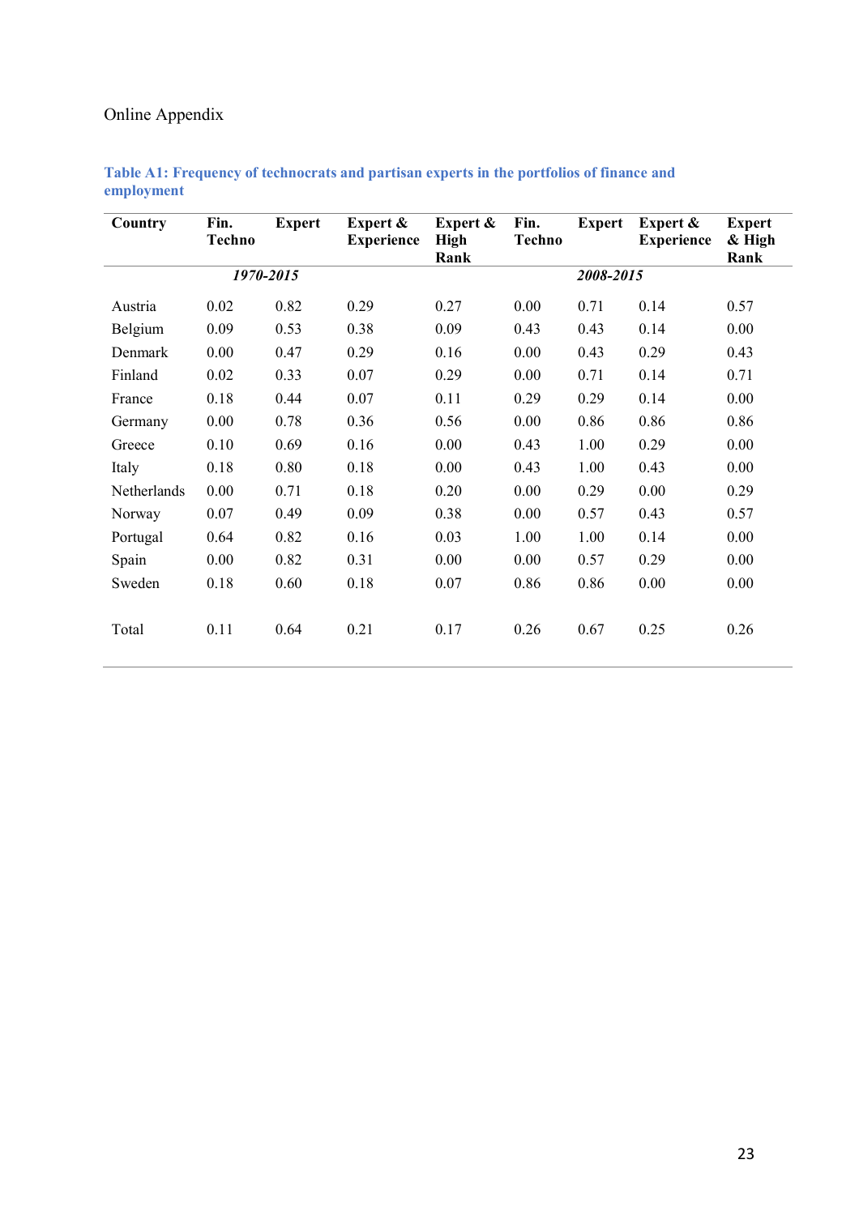Online Appendix

**Table A1: Frequency of technocrats and partisan experts in the portfolios of finance and employment**

| Country | Fin. Techno | Expert | Expert & Experience | Expert & High Rank | Fin. Techno | Expert | Expert & Experience | Expert & High Rank |
|---|---|---|---|---|---|---|---|---|
| | *1970-2015* | | | | *2008-2015* | | | |
| Austria | 0.02 | 0.82 | 0.29 | 0.27 | 0.00 | 0.71 | 0.14 | 0.57 |
| Belgium | 0.09 | 0.53 | 0.38 | 0.09 | 0.43 | 0.43 | 0.14 | 0.00 |
| Denmark | 0.00 | 0.47 | 0.29 | 0.16 | 0.00 | 0.43 | 0.29 | 0.43 |
| Finland | 0.02 | 0.33 | 0.07 | 0.29 | 0.00 | 0.71 | 0.14 | 0.71 |
| France | 0.18 | 0.44 | 0.07 | 0.11 | 0.29 | 0.29 | 0.14 | 0.00 |
| Germany | 0.00 | 0.78 | 0.36 | 0.56 | 0.00 | 0.86 | 0.86 | 0.86 |
| Greece | 0.10 | 0.69 | 0.16 | 0.00 | 0.43 | 1.00 | 0.29 | 0.00 |
| Italy | 0.18 | 0.80 | 0.18 | 0.00 | 0.43 | 1.00 | 0.43 | 0.00 |
| Netherlands | 0.00 | 0.71 | 0.18 | 0.20 | 0.00 | 0.29 | 0.00 | 0.29 |
| Norway | 0.07 | 0.49 | 0.09 | 0.38 | 0.00 | 0.57 | 0.43 | 0.57 |
| Portugal | 0.64 | 0.82 | 0.16 | 0.03 | 1.00 | 1.00 | 0.14 | 0.00 |
| Spain | 0.00 | 0.82 | 0.31 | 0.00 | 0.00 | 0.57 | 0.29 | 0.00 |
| Sweden | 0.18 | 0.60 | 0.18 | 0.07 | 0.86 | 0.86 | 0.00 | 0.00 |
| Total | 0.11 | 0.64 | 0.21 | 0.17 | 0.26 | 0.67 | 0.25 | 0.26 |